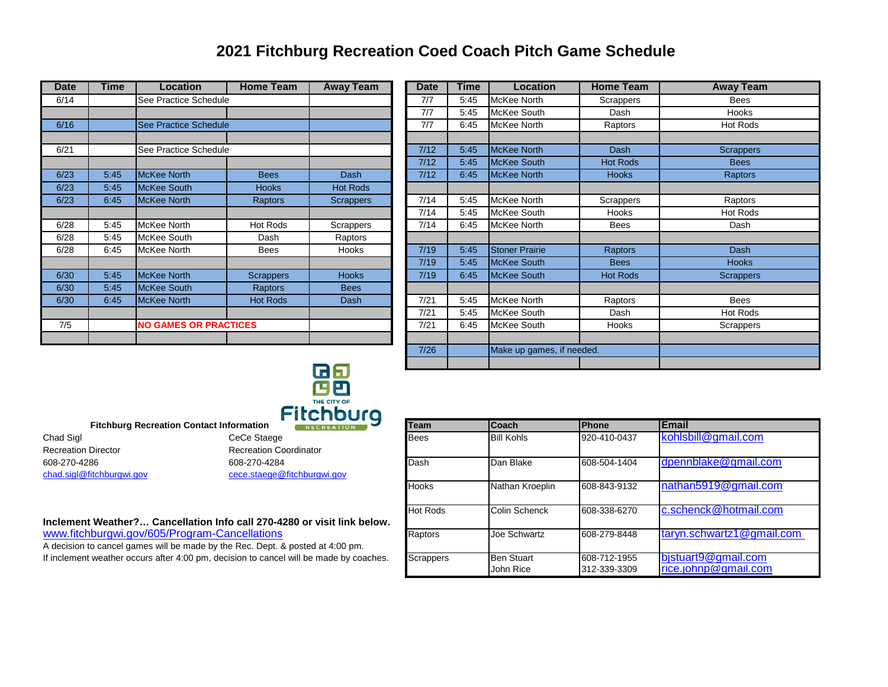# 2021 Fitchburg Recreation Coed Coach Pitch Game Schedule

| Date | Time | Location | Home Team | Away Team |
|---|---|---|---|---|
| 6/14 | | See Practice Schedule | | |
| | | | | |
| 6/16 | | See Practice Schedule | | |
| | | | | |
| 6/21 | | See Practice Schedule | | |
| | | | | |
| 6/23 | 5:45 | McKee North | Bees | Dash |
| 6/23 | 5:45 | McKee South | Hooks | Hot Rods |
| 6/23 | 6:45 | McKee North | Raptors | Scrappers |
| | | | | |
| 6/28 | 5:45 | McKee North | Hot Rods | Scrappers |
| 6/28 | 5:45 | McKee South | Dash | Raptors |
| 6/28 | 6:45 | McKee North | Bees | Hooks |
| | | | | |
| 6/30 | 5:45 | McKee North | Scrappers | Hooks |
| 6/30 | 5:45 | McKee South | Raptors | Bees |
| 6/30 | 6:45 | McKee North | Hot Rods | Dash |
| | | | | |
| 7/5 | | NO GAMES OR PRACTICES | | |
| | | | | |

| Date | Time | Location | Home Team | Away Team |
|---|---|---|---|---|
| 7/7 | 5:45 | McKee North | Scrappers | Bees |
| 7/7 | 5:45 | McKee South | Dash | Hooks |
| 7/7 | 6:45 | McKee North | Raptors | Hot Rods |
| | | | | |
| 7/12 | 5:45 | McKee North | Dash | Scrappers |
| 7/12 | 5:45 | McKee South | Hot Rods | Bees |
| 7/12 | 6:45 | McKee North | Hooks | Raptors |
| | | | | |
| 7/14 | 5:45 | McKee North | Scrappers | Raptors |
| 7/14 | 5:45 | McKee South | Hooks | Hot Rods |
| 7/14 | 6:45 | McKee North | Bees | Dash |
| | | | | |
| 7/19 | 5:45 | Stoner Prairie | Raptors | Dash |
| 7/19 | 5:45 | McKee South | Bees | Hooks |
| 7/19 | 6:45 | McKee South | Hot Rods | Scrappers |
| | | | | |
| 7/21 | 5:45 | McKee North | Raptors | Bees |
| 7/21 | 5:45 | McKee South | Dash | Hot Rods |
| 7/21 | 6:45 | McKee South | Hooks | Scrappers |
| | | | | |
| 7/26 | | Make up games, if needed. | | |
| | | | | |

THE CITY OF Fitchburg RECREATION

**Fitchburg Recreation Contact Information**

Chad Sigl
Recreation Director
608-270-4286
chad.sigl@fitchburgwi.gov

CeCe Staege
Recreation Coordinator
608-270-4284
cece.staege@fitchburgwi.gov

**Inclement Weather?… Cancellation Info call 270-4280 or visit link below.**
www.fitchburgwi.gov/605/Program-Cancellations
A decision to cancel games will be made by the Rec. Dept. & posted at 4:00 pm.
If inclement weather occurs after 4:00 pm, decision to cancel will be made by coaches.

| Team | Coach | Phone | Email |
|---|---|---|---|
| Bees | Bill Kohls | 920-410-0437 | kohlsbill@gmail.com |
| Dash | Dan Blake | 608-504-1404 | dpennblake@gmail.com |
| Hooks | Nathan Kroeplin | 608-843-9132 | nathan5919@gmail.com |
| Hot Rods | Colin Schenck | 608-338-6270 | c.schenck@hotmail.com |
| Raptors | Joe Schwartz | 608-279-8448 | taryn.schwartz1@gmail.com |
| Scrappers | Ben Stuart<br>John Rice | 608-712-1955<br>312-339-3309 | bjstuart9@gmail.com<br>rice.johnp@gmail.com |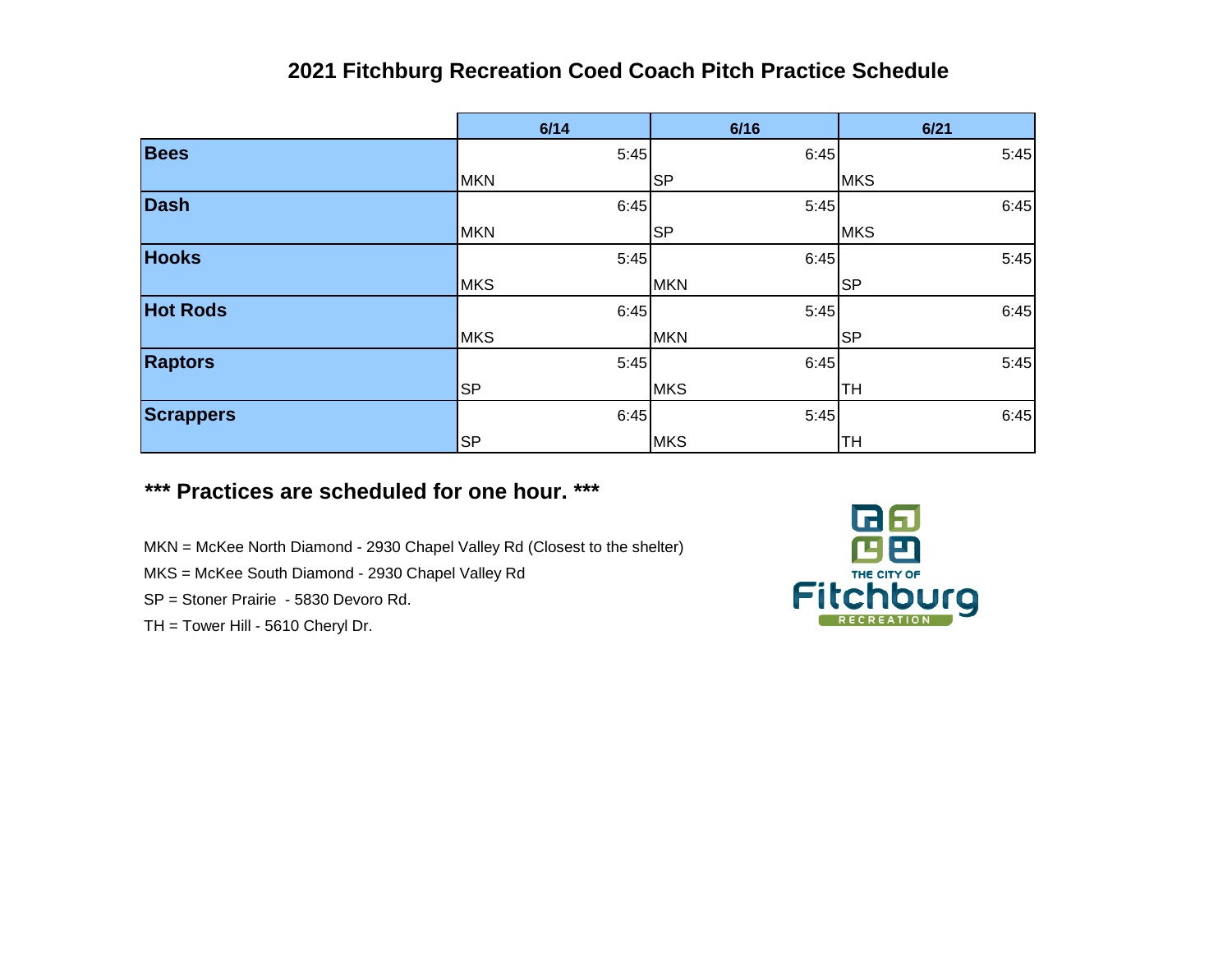# 2021 Fitchburg Recreation Coed Coach Pitch Practice Schedule

| | 6/14 | 6/16 | 6/21 |
|---|---|---|---|
| **Bees** | 5:45 MKN | 6:45 SP | 5:45 MKS |
| **Dash** | 6:45 MKN | 5:45 SP | 6:45 MKS |
| **Hooks** | 5:45 MKS | 6:45 MKN | 5:45 SP |
| **Hot Rods** | 6:45 MKS | 5:45 MKN | 6:45 SP |
| **Raptors** | 5:45 SP | 6:45 MKS | 5:45 TH |
| **Scrappers** | 6:45 SP | 5:45 MKS | 6:45 TH |

**\*\*\* Practices are scheduled for one hour. \*\*\***

MKN = McKee North Diamond - 2930 Chapel Valley Rd (Closest to the shelter)

MKS = McKee South Diamond - 2930 Chapel Valley Rd

SP = Stoner Prairie - 5830 Devoro Rd.

TH = Tower Hill - 5610 Cheryl Dr.

THE CITY OF Fitchburg RECREATION